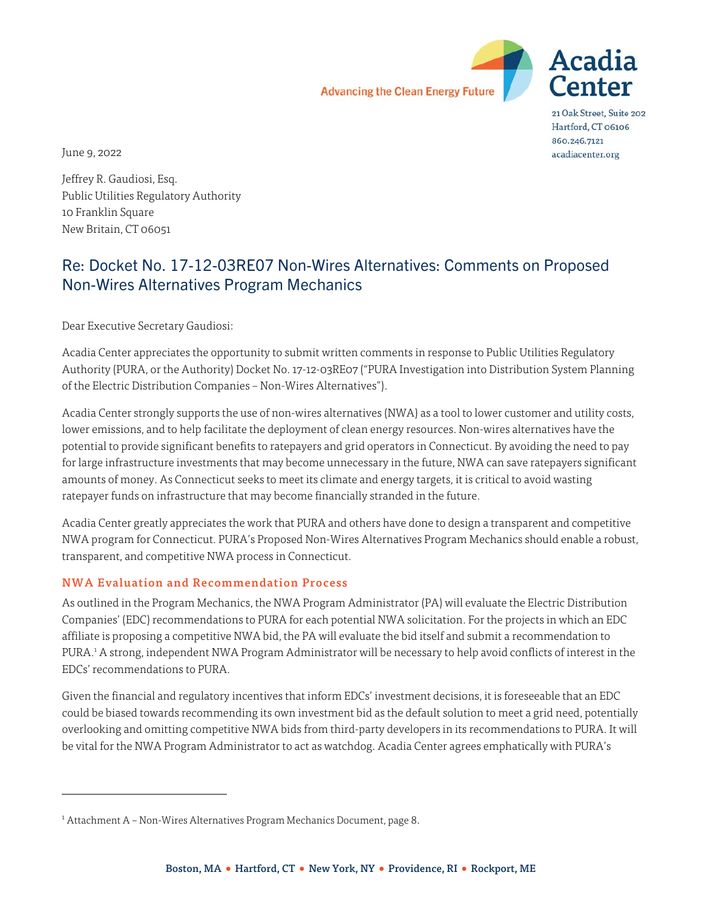Acadia Center

Advancing the Clean Energy Future

21 Oak Street, Suite 202
Hartford, CT 06106
860.246.7121
acadiacenter.org

June 9, 2022

Jeffrey R. Gaudiosi, Esq.
Public Utilities Regulatory Authority
10 Franklin Square
New Britain, CT 06051

## Re: Docket No. 17-12-03RE07 Non-Wires Alternatives: Comments on Proposed Non-Wires Alternatives Program Mechanics

Dear Executive Secretary Gaudiosi:

Acadia Center appreciates the opportunity to submit written comments in response to Public Utilities Regulatory Authority (PURA, or the Authority) Docket No. 17-12-03RE07 ("PURA Investigation into Distribution System Planning of the Electric Distribution Companies – Non-Wires Alternatives").

Acadia Center strongly supports the use of non-wires alternatives (NWA) as a tool to lower customer and utility costs, lower emissions, and to help facilitate the deployment of clean energy resources. Non-wires alternatives have the potential to provide significant benefits to ratepayers and grid operators in Connecticut. By avoiding the need to pay for large infrastructure investments that may become unnecessary in the future, NWA can save ratepayers significant amounts of money. As Connecticut seeks to meet its climate and energy targets, it is critical to avoid wasting ratepayer funds on infrastructure that may become financially stranded in the future.

Acadia Center greatly appreciates the work that PURA and others have done to design a transparent and competitive NWA program for Connecticut. PURA's Proposed Non-Wires Alternatives Program Mechanics should enable a robust, transparent, and competitive NWA process in Connecticut.

### NWA Evaluation and Recommendation Process

As outlined in the Program Mechanics, the NWA Program Administrator (PA) will evaluate the Electric Distribution Companies' (EDC) recommendations to PURA for each potential NWA solicitation. For the projects in which an EDC affiliate is proposing a competitive NWA bid, the PA will evaluate the bid itself and submit a recommendation to PURA.[1] A strong, independent NWA Program Administrator will be necessary to help avoid conflicts of interest in the EDCs' recommendations to PURA.

Given the financial and regulatory incentives that inform EDCs' investment decisions, it is foreseeable that an EDC could be biased towards recommending its own investment bid as the default solution to meet a grid need, potentially overlooking and omitting competitive NWA bids from third-party developers in its recommendations to PURA. It will be vital for the NWA Program Administrator to act as watchdog. Acadia Center agrees emphatically with PURA's

[1] Attachment A – Non-Wires Alternatives Program Mechanics Document, page 8.

Boston, MA • Hartford, CT • New York, NY • Providence, RI • Rockport, ME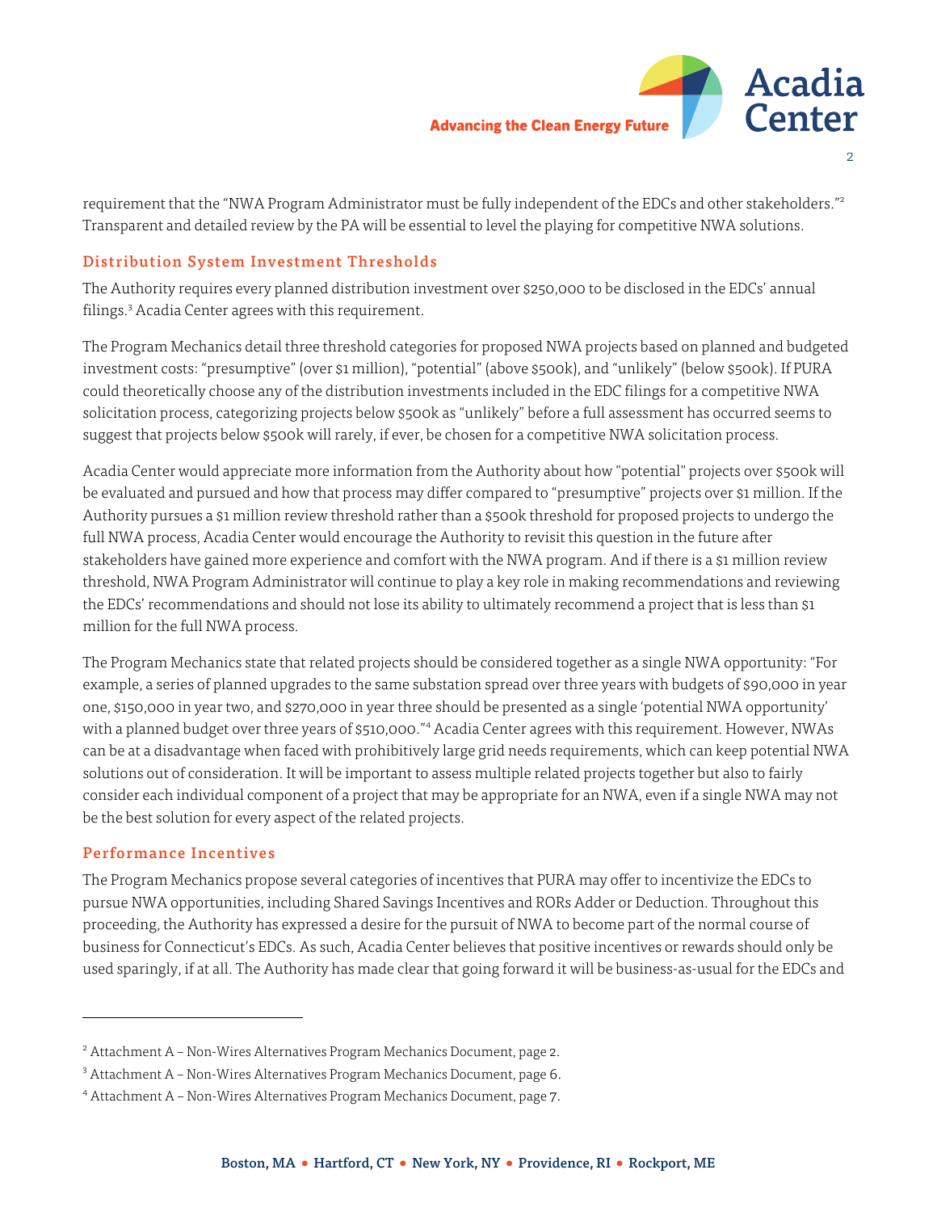requirement that the "NWA Program Administrator must be fully independent of the EDCs and other stakeholders."[2] Transparent and detailed review by the PA will be essential to level the playing for competitive NWA solutions.

## Distribution System Investment Thresholds

The Authority requires every planned distribution investment over $250,000 to be disclosed in the EDCs' annual filings.[3] Acadia Center agrees with this requirement.

The Program Mechanics detail three threshold categories for proposed NWA projects based on planned and budgeted investment costs: "presumptive" (over $1 million), "potential" (above $500k), and "unlikely" (below $500k). If PURA could theoretically choose any of the distribution investments included in the EDC filings for a competitive NWA solicitation process, categorizing projects below $500k as "unlikely" before a full assessment has occurred seems to suggest that projects below $500k will rarely, if ever, be chosen for a competitive NWA solicitation process.

Acadia Center would appreciate more information from the Authority about how "potential" projects over $500k will be evaluated and pursued and how that process may differ compared to "presumptive" projects over $1 million. If the Authority pursues a $1 million review threshold rather than a $500k threshold for proposed projects to undergo the full NWA process, Acadia Center would encourage the Authority to revisit this question in the future after stakeholders have gained more experience and comfort with the NWA program. And if there is a $1 million review threshold, NWA Program Administrator will continue to play a key role in making recommendations and reviewing the EDCs' recommendations and should not lose its ability to ultimately recommend a project that is less than $1 million for the full NWA process.

The Program Mechanics state that related projects should be considered together as a single NWA opportunity: "For example, a series of planned upgrades to the same substation spread over three years with budgets of $90,000 in year one, $150,000 in year two, and $270,000 in year three should be presented as a single 'potential NWA opportunity' with a planned budget over three years of $510,000."[4] Acadia Center agrees with this requirement. However, NWAs can be at a disadvantage when faced with prohibitively large grid needs requirements, which can keep potential NWA solutions out of consideration. It will be important to assess multiple related projects together but also to fairly consider each individual component of a project that may be appropriate for an NWA, even if a single NWA may not be the best solution for every aspect of the related projects.

## Performance Incentives

The Program Mechanics propose several categories of incentives that PURA may offer to incentivize the EDCs to pursue NWA opportunities, including Shared Savings Incentives and RORs Adder or Deduction. Throughout this proceeding, the Authority has expressed a desire for the pursuit of NWA to become part of the normal course of business for Connecticut's EDCs. As such, Acadia Center believes that positive incentives or rewards should only be used sparingly, if at all. The Authority has made clear that going forward it will be business-as-usual for the EDCs and

---

[2] Attachment A – Non-Wires Alternatives Program Mechanics Document, page 2.

[3] Attachment A – Non-Wires Alternatives Program Mechanics Document, page 6.

[4] Attachment A – Non-Wires Alternatives Program Mechanics Document, page 7.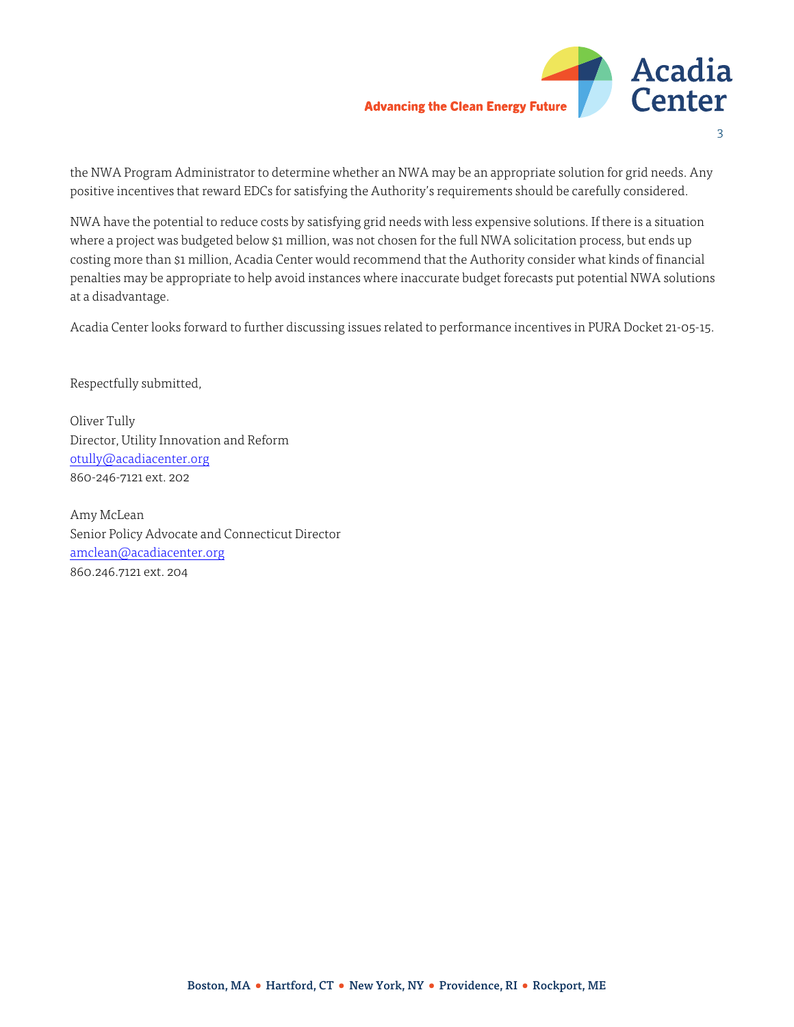the NWA Program Administrator to determine whether an NWA may be an appropriate solution for grid needs. Any positive incentives that reward EDCs for satisfying the Authority's requirements should be carefully considered.

NWA have the potential to reduce costs by satisfying grid needs with less expensive solutions. If there is a situation where a project was budgeted below $1 million, was not chosen for the full NWA solicitation process, but ends up costing more than $1 million, Acadia Center would recommend that the Authority consider what kinds of financial penalties may be appropriate to help avoid instances where inaccurate budget forecasts put potential NWA solutions at a disadvantage.

Acadia Center looks forward to further discussing issues related to performance incentives in PURA Docket 21-05-15.

Respectfully submitted,

Oliver Tully
Director, Utility Innovation and Reform
otully@acadiacenter.org
860-246-7121 ext. 202

Amy McLean
Senior Policy Advocate and Connecticut Director
amclean@acadiacenter.org
860.246.7121 ext. 204